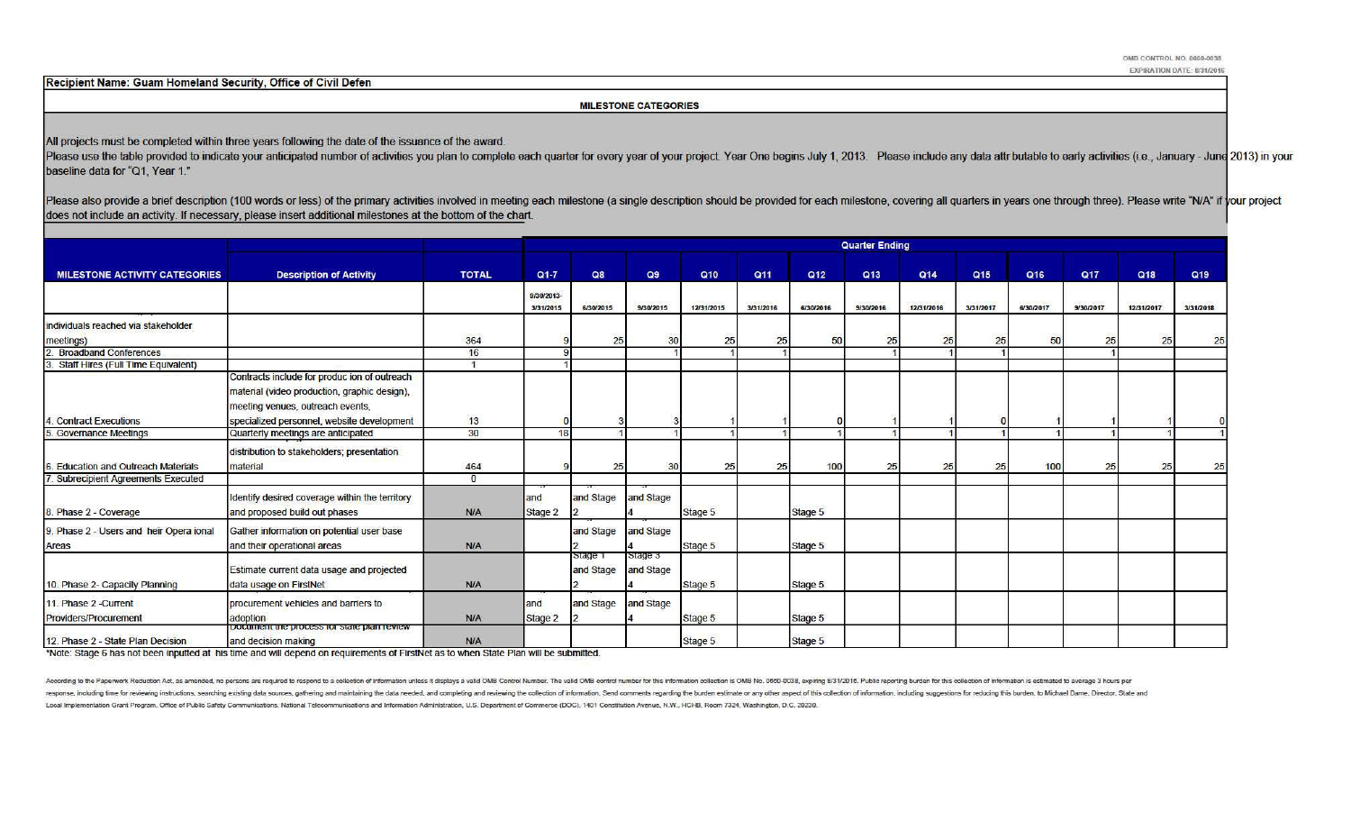OMB CONTROL NO. 0660-0038
EXPIRATION DATE: 8/31/2016

**Recipient Name: Guam Homeland Security, Office of Civil Defen**

## MILESTONE CATEGORIES

All projects must be completed within three years following the date of the issuance of the award.

Please use the table provided to indicate your anticipated number of activities you plan to complete each quarter for every year of your project. Year One begins July 1, 2013. Please include any data attributable to early activities (i.e., January - June 2013) in your baseline data for "Q1, Year 1."

Please also provide a brief description (100 words or less) of the primary activities involved in meeting each milestone (a single description should be provided for each milestone, covering all quarters in years one through three). Please write "N/A" if your project does not include an activity. If necessary, please insert additional milestones at the bottom of the chart.

| | | | Quarter Ending | | | | | | | | | | | | |
|---|---|---|---|---|---|---|---|---|---|---|---|---|---|---|---|
| MILESTONE ACTIVITY CATEGORIES | Description of Activity | TOTAL | Q1-7 | Q8 | Q9 | Q10 | Q11 | Q12 | Q13 | Q14 | Q15 | Q16 | Q17 | Q18 | Q19 |
| | | | 9/30/2013-3/31/2015 | 6/30/2015 | 9/30/2015 | 12/31/2015 | 3/31/2016 | 6/30/2016 | 9/30/2016 | 12/31/2016 | 3/31/2017 | 6/30/2017 | 9/30/2017 | 12/31/2017 | 3/31/2018 |
| individuals reached via stakeholder meetings) | | 364 | 9 | 25 | 30 | 25 | 25 | 50 | 25 | 25 | 25 | 50 | 25 | 25 | 25 |
| 2. Broadband Conferences | | 16 | 9 | | 1 | 1 | 1 | | 1 | 1 | 1 | | 1 | | |
| 3. Staff Hires (Full Time Equivalent) | | 1 | 1 | | | | | | | | | | | | |
| 4. Contract Executions | Contracts include for production of outreach material (video production, graphic design), meeting venues, outreach events, specialized personnel, website development | 13 | 0 | 3 | 3 | 1 | 1 | 0 | 1 | 1 | 0 | 1 | 1 | 1 | 0 |
| 5. Governance Meetings | Quarterly meetings are anticipated | 30 | 18 | 1 | 1 | 1 | 1 | 1 | 1 | 1 | 1 | 1 | 1 | 1 | 1 |
| 6. Education and Outreach Materials | distribution to stakeholders; presentation material | 464 | 9 | 25 | 30 | 25 | 25 | 100 | 25 | 25 | 25 | 100 | 25 | 25 | 25 |
| 7. Subrecipient Agreements Executed | | 0 | | | | | | | | | | | | | |
| 8. Phase 2 - Coverage | Identify desired coverage within the territory and proposed build out phases | N/A | and Stage 2 | and Stage 2 | and Stage 4 | Stage 5 | | Stage 5 | | | | | | | |
| 9. Phase 2 - Users and their Operational Areas | Gather information on potential user base and their operational areas | N/A | | and Stage 2 | and Stage 4 | Stage 5 | | Stage 5 | | | | | | | |
| 10. Phase 2- Capacity Planning | Estimate current data usage and projected data usage on FirstNet | N/A | | Stage 1 and Stage 2 | Stage 3 and Stage 4 | Stage 5 | | Stage 5 | | | | | | | |
| 11. Phase 2 -Current Providers/Procurement | procurement vehicles and barriers to adoption | N/A | and Stage 2 | and Stage 2 | and Stage 4 | Stage 5 | | Stage 5 | | | | | | | |
| 12. Phase 2 - State Plan Decision | Document the process for state plan review and decision making | N/A | | | | Stage 5 | | Stage 5 | | | | | | | |

*Note: Stage 6 has not been inputted at this time and will depend on requirements of FirstNet as to when State Plan will be submitted.

According to the Paperwork Reduction Act, as amended, no persons are required to respond to a collection of information unless it displays a valid OMB Control Number. The valid OMB control number for this information collection is OMB No. 0660-0038, expiring 8/31/2016. Public reporting burden for this collection of information is estimated to average 3 hours per response, including time for reviewing instructions, searching existing data sources, gathering and maintaining the data needed, and completing and reviewing the collection of information. Send comments regarding the burden estimate or any other aspect of this collection of information, including suggestions for reducing this burden, to Michael Dame, Director, State and Local Implementation Grant Program, Office of Public Safety Communications, National Telecommunications and Information Administration, U.S. Department of Commerce (DOC), 1401 Constitution Avenue, N.W., HCHB, Room 7324, Washington, D.C. 20230.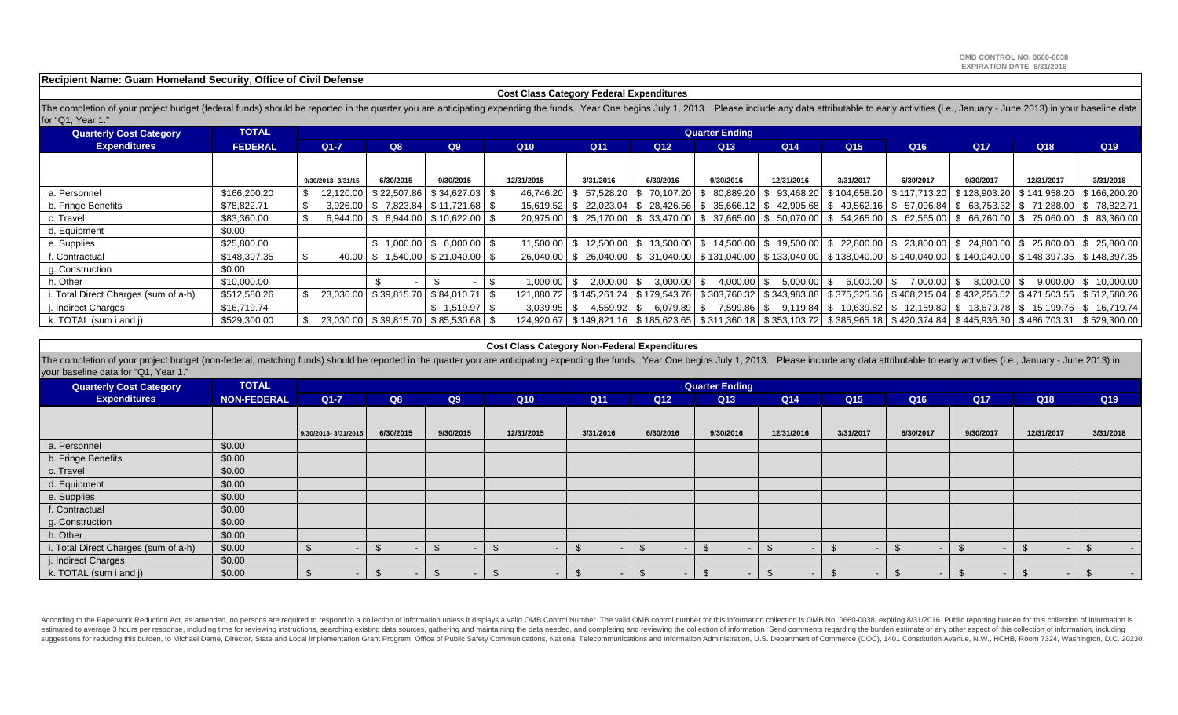OMB CONTROL NO. 0660-0038
EXPIRATION DATE 8/31/2016

**Recipient Name: Guam Homeland Security, Office of Civil Defense**

### Cost Class Category Federal Expenditures

The completion of your project budget (federal funds) should be reported in the quarter you are anticipating expending the funds. Year One begins July 1, 2013. Please include any data attributable to early activities (i.e., January - June 2013) in your baseline data for "Q1, Year 1."

| Quarterly Cost Category Expenditures | TOTAL FEDERAL | Quarter Ending | | | | | | | | | | | | |
|---|---|---|---|---|---|---|---|---|---|---|---|---|---|---|
| | | Q1-7 | Q8 | Q9 | Q10 | Q11 | Q12 | Q13 | Q14 | Q15 | Q16 | Q17 | Q18 | Q19 |
| | | 9/30/2013- 3/31/15 | 6/30/2015 | 9/30/2015 | 12/31/2015 | 3/31/2016 | 6/30/2016 | 9/30/2016 | 12/31/2016 | 3/31/2017 | 6/30/2017 | 9/30/2017 | 12/31/2017 | 3/31/2018 |
| a. Personnel | $166,200.20 | $ 12,120.00 | $ 22,507.86 | $ 34,627.03 | $ 46,746.20 | $ 57,528.20 | $ 70,107.20 | $ 80,889.20 | $ 93,468.20 | $ 104,658.20 | $ 117,713.20 | $ 128,903.20 | $ 141,958.20 | $ 166,200.20 |
| b. Fringe Benefits | $78,822.71 | $ 3,926.00 | $ 7,823.84 | $ 11,721.68 | $ 15,619.52 | $ 22,023.04 | $ 28,426.56 | $ 35,666.12 | $ 42,905.68 | $ 49,562.16 | $ 57,096.84 | $ 63,753.32 | $ 71,288.00 | $ 78,822.71 |
| c. Travel | $83,360.00 | $ 6,944.00 | $ 6,944.00 | $ 10,622.00 | $ 20,975.00 | $ 25,170.00 | $ 33,470.00 | $ 37,665.00 | $ 50,070.00 | $ 54,265.00 | $ 62,565.00 | $ 66,760.00 | $ 75,060.00 | $ 83,360.00 |
| d. Equipment | $0.00 | | | | | | | | | | | | | |
| e. Supplies | $25,800.00 | | $ 1,000.00 | $ 6,000.00 | $ 11,500.00 | $ 12,500.00 | $ 13,500.00 | $ 14,500.00 | $ 19,500.00 | $ 22,800.00 | $ 23,800.00 | $ 24,800.00 | $ 25,800.00 | $ 25,800.00 |
| f. Contractual | $148,397.35 | $ 40.00 | $ 1,540.00 | $ 21,040.00 | $ 26,040.00 | $ 26,040.00 | $ 31,040.00 | $ 131,040.00 | $ 133,040.00 | $ 138,040.00 | $ 140,040.00 | $ 140,040.00 | $ 148,397.35 | $ 148,397.35 |
| g. Construction | $0.00 | | | | | | | | | | | | | |
| h. Other | $10,000.00 | | $ - | $ - | $ 1,000.00 | $ 2,000.00 | $ 3,000.00 | $ 4,000.00 | $ 5,000.00 | $ 6,000.00 | $ 7,000.00 | $ 8,000.00 | $ 9,000.00 | $ 10,000.00 |
| i. Total Direct Charges (sum of a-h) | $512,580.26 | $ 23,030.00 | $ 39,815.70 | $ 84,010.71 | $ 121,880.72 | $ 145,261.24 | $ 179,543.76 | $ 303,760.32 | $ 343,983.88 | $ 375,325.36 | $ 408,215.04 | $ 432,256.52 | $ 471,503.55 | $ 512,580.26 |
| j. Indirect Charges | $16,719.74 | | | $ 1,519.97 | $ 3,039.95 | $ 4,559.92 | $ 6,079.89 | $ 7,599.86 | $ 9,119.84 | $ 10,639.82 | $ 12,159.80 | $ 13,679.78 | $ 15,199.76 | $ 16,719.74 |
| k. TOTAL (sum i and j) | $529,300.00 | $ 23,030.00 | $ 39,815.70 | $ 85,530.68 | $ 124,920.67 | $ 149,821.16 | $ 185,623.65 | $ 311,360.18 | $ 353,103.72 | $ 385,965.18 | $ 420,374.84 | $ 445,936.30 | $ 486,703.31 | $ 529,300.00 |

### Cost Class Category Non-Federal Expenditures

The completion of your project budget (non-federal, matching funds) should be reported in the quarter you are anticipating expending the funds. Year One begins July 1, 2013. Please include any data attributable to early activities (i.e., January - June 2013) in your baseline data for "Q1, Year 1."

| Quarterly Cost Category Expenditures | TOTAL NON-FEDERAL | Quarter Ending | | | | | | | | | | | | |
|---|---|---|---|---|---|---|---|---|---|---|---|---|---|---|
| | | Q1-7 | Q8 | Q9 | Q10 | Q11 | Q12 | Q13 | Q14 | Q15 | Q16 | Q17 | Q18 | Q19 |
| | | 9/30/2013- 3/31/2015 | 6/30/2015 | 9/30/2015 | 12/31/2015 | 3/31/2016 | 6/30/2016 | 9/30/2016 | 12/31/2016 | 3/31/2017 | 6/30/2017 | 9/30/2017 | 12/31/2017 | 3/31/2018 |
| a. Personnel | $0.00 | | | | | | | | | | | | | |
| b. Fringe Benefits | $0.00 | | | | | | | | | | | | | |
| c. Travel | $0.00 | | | | | | | | | | | | | |
| d. Equipment | $0.00 | | | | | | | | | | | | | |
| e. Supplies | $0.00 | | | | | | | | | | | | | |
| f. Contractual | $0.00 | | | | | | | | | | | | | |
| g. Construction | $0.00 | | | | | | | | | | | | | |
| h. Other | $0.00 | | | | | | | | | | | | | |
| i. Total Direct Charges (sum of a-h) | $0.00 | $ - | $ - | $ - | $ - | $ - | $ - | $ - | $ - | $ - | $ - | $ - | $ - | $ - |
| j. Indirect Charges | $0.00 | | | | | | | | | | | | | |
| k. TOTAL (sum i and j) | $0.00 | $ - | $ - | $ - | $ - | $ - | $ - | $ - | $ - | $ - | $ - | $ - | $ - | $ - |

According to the Paperwork Reduction Act, as amended, no persons are required to respond to a collection of information unless it displays a valid OMB Control Number. The valid OMB control number for this information collection is OMB No. 0660-0038, expiring 8/31/2016. Public reporting burden for this collection of information is estimated to average 3 hours per response, including time for reviewing instructions, searching existing data sources, gathering and maintaining the data needed, and completing and reviewing the collection of information. Send comments regarding the burden estimate or any other aspect of this collection of information, including suggestions for reducing this burden, to Michael Dame, Director, State and Local Implementation Grant Program, Office of Public Safety Communications, National Telecommunications and Information Administration, U.S. Department of Commerce (DOC), 1401 Constitution Avenue, N.W., HCHB, Room 7324, Washington, D.C. 20230.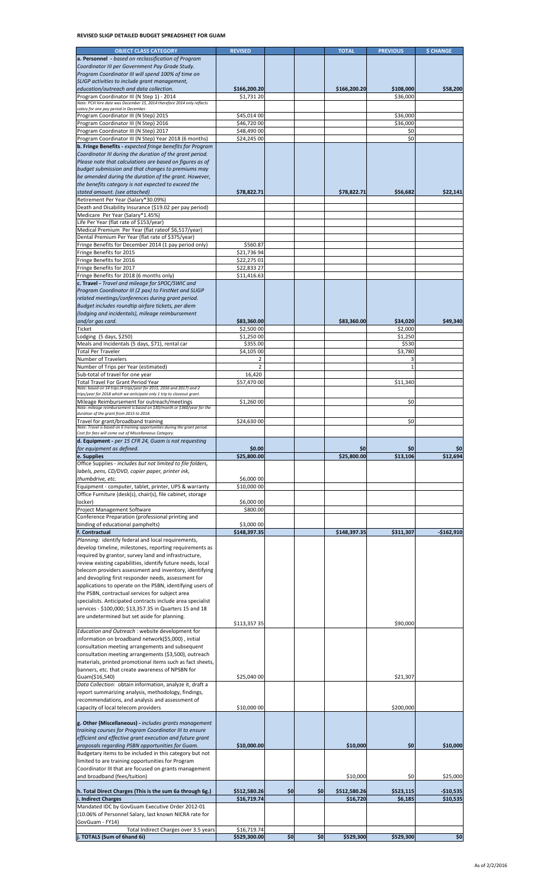**REVISED SLIGP DETAILED BUDGET SPREADSHEET FOR GUAM**

| OBJECT CLASS CATEGORY | REVISED | | | TOTAL | PREVIOUS | $ CHANGE |
|---|---|---|---|---|---|---|
| **a. Personnel** - *based on reclassification of Program Coordinator III per Government Pay Grade Study. Program Coordinator III will spend 100% of time on SLIGP activities to include grant management, education/outreach and data collection.* | **$166,200.20** | | | **$166,200.20** | **$108,000** | **$58,200** |
| Program Coordinator III (N Step 1) - 2014<br>*Note: PCIII hire date was December 15, 2014 therefore 2014 only reflects salary for one pay period in December.* | $1,731 20 | | | | $36,000 | |
| Program Coordinator III (N Step) 2015 | $45,014 00 | | | | $36,000 | |
| Program Coordinator III (N Step) 2016 | $46,720 00 | | | | $36,000 | |
| Program Coordinator III (N Step) 2017 | $48,490 00 | | | | $0 | |
| Program Coordinator III (N Step) Year 2018 (6 months) | $24,245 00 | | | | $0 | |
| **b. Fringe Benefits** - *expected fringe benefits for Program Coordinator III during the duration of the grant period. Please note that calculations are based on figures as of budget submission and that changes to premiums may be amended during the duration of the grant. However, the benefits category is not expected to exceed the stated amount. (see attached)* | **$78,822.71** | | | **$78,822.71** | **$56,682** | **$22,141** |
| Retirement Per Year (Salary*30.09%) | | | | | | |
| Death and Disability Insurance ($19.02 per pay period) | | | | | | |
| Medicare Per Year (Salary*1.45%) | | | | | | |
| Life Per Year (flat rate of $153/year) | | | | | | |
| Medical Premium Per Year (flat rateof $6,517/year) | | | | | | |
| Dental Premium Per Year (flat rate of $375/year) | | | | | | |
| Fringe Benefits for December 2014 (1 pay period only) | $560.87 | | | | | |
| Fringe Benefits for 2015 | $21,736 94 | | | | | |
| Fringe Benefits for 2016 | $22,275 01 | | | | | |
| Fringe Benefits for 2017 | $22,833 27 | | | | | |
| Fringe Benefits for 2018 (6 months only) | $11,416.63 | | | | | |
| **c. Travel** - *Travel and mileage for SPOC/SWIC and Program Coordinator III (2 pax) to FirstNet and SLIGP related meetings/conferences during grant period. Budget includes roundtip airfare tickets, per diem (lodging and incidentals), mileage reimbursement and/or gas card.* | **$83,360.00** | | | **$83,360.00** | **$34,020** | **$49,340** |
| Ticket | $2,500 00 | | | | $2,000 | |
| Lodging (5 days, $250) | $1,250 00 | | | | $1,250 | |
| Meals and Incidentals (5 days, $71), rental car | $355.00 | | | | $530 | |
| Total Per Traveler | $4,105 00 | | | | $3,780 | |
| Number of Travelers | 2 | | | | 3 | |
| Number of Trips per Year (estimated) | 2 | | | | 1 | |
| Sub-total of travel for one year | 16,420 | | | | | |
| Total Travel For Grant Period Year<br>*Note: based on 14 trips (4 trips/year for 2015, 2016 and 2017) and 2 trips/year for 2018 which we anticipate only 1 trip to closeout grant.* | $57,470 00 | | | | $11,340 | |
| Mileage Reimbursement for outreach/meetings<br>*Note: mileage reimbursement is based on $30/month or $360/year for the duration of the grant from 2015 to 2018.* | $1,260 00 | | | | $0 | |
| Travel for grant/broadband training<br>*Note: Travel is based on 6 training opportunities during the grant period. Cost for fees will come out of Miscellaneous Category.* | $24,630 00 | | | | $0 | |
| **d. Equipment** - *per 15 CFR 24, Guam is not requesting for equipment as defined.* | **$0.00** | | | **$0** | **$0** | **$0** |
| **e. Supplies** | **$25,800.00** | | | **$25,800.00** | **$13,106** | **$12,694** |
| Office Supplies - *includes but not limited to file folders, labels, pens, CD/DVD, copier paper, printer ink, thumbdrive, etc.* | $6,000 00 | | | | | |
| Equipment - computer, tablet, printer, UPS & warranty | $10,000 00 | | | | | |
| Office Furniture (desk(s), chair(s), file cabinet, storage locker) | $6,000 00 | | | | | |
| Project Management Software | $800.00 | | | | | |
| Conference Preparation (professional printing and binding of educational pamphelts) | $3,000 00 | | | | | |
| **f. Contractual** | **$148,397.35** | | | **$148,397.35** | **$311,307** | **-$162,910** |
| *Planning:* identify federal and local requirements, develop timeline, milestones, reporting requirements as required by grantor, survey land and infrastructure, review existing capabilities, identify future needs, local telecom providers assessment and inventory, identifying and devopling first responder needs, assessment for applications to operate on the PSBN, identifying users of the PSBN, contractual services for subject area specialists. Anticipated contracts include area specialist services - $100,000; $13,357.35 in Quarters 15 and 18 are undetermined but set aside for planning. | $113,357 35 | | | | $90,000 | |
| *Education and Outreach* : website development for information on broadband network($5,000) , initial consultation meeting arrangements and subsequent consultation meeting arrangements ($3,500), outreach materials, printed promotional items such as fact sheets, banners, etc. that create awareness of NPSBN for Guam($16,540) | $25,040 00 | | | | $21,307 | |
| *Data Collection:* obtain information, analyze it, draft a report summarizing analysis, methodology, findings, recommendations, and analysis and assessment of capacity of local telecom providers | $10,000 00 | | | | $200,000 | |
| **g. Other (Miscellaneous)** - *includes grants management training courses for Program Coordinator III to ensure efficient and effective grant execution and future grant proposals regarding PSBN opportunities for Guam.* | **$10,000.00** | | | **$10,000** | **$0** | **$10,000** |
| Budgetary items to be included in this category but not limited to are training opportunities for Program Coordinator III that are focused on grants management and broadband (fees/tuition) | | | | $10,000 | $0 | $25,000 |
| **h. Total Direct Charges (This is the sum 6a through 6g.)** | **$512,580.26** | **$0** | **$0** | **$512,580.26** | **$523,115** | **-$10,535** |
| **i. Indirect Charges** | **$16,719.74** | | | **$16,720** | **$6,185** | **$10,535** |
| Mandated IDC by GovGuam Executive Order 2012-01 (10.06% of Personnel Salary, last known NICRA rate for GovGuam - FY14) | | | | | | |
| Total Indirect Charges over 3.5 years | $16,719.74 | | | | | |
| **j. TOTALS (Sum of 6hand 6i)** | **$529,300.00** | **$0** | **$0** | **$529,300** | **$529,300** | **$0** |

As of 2/2/2016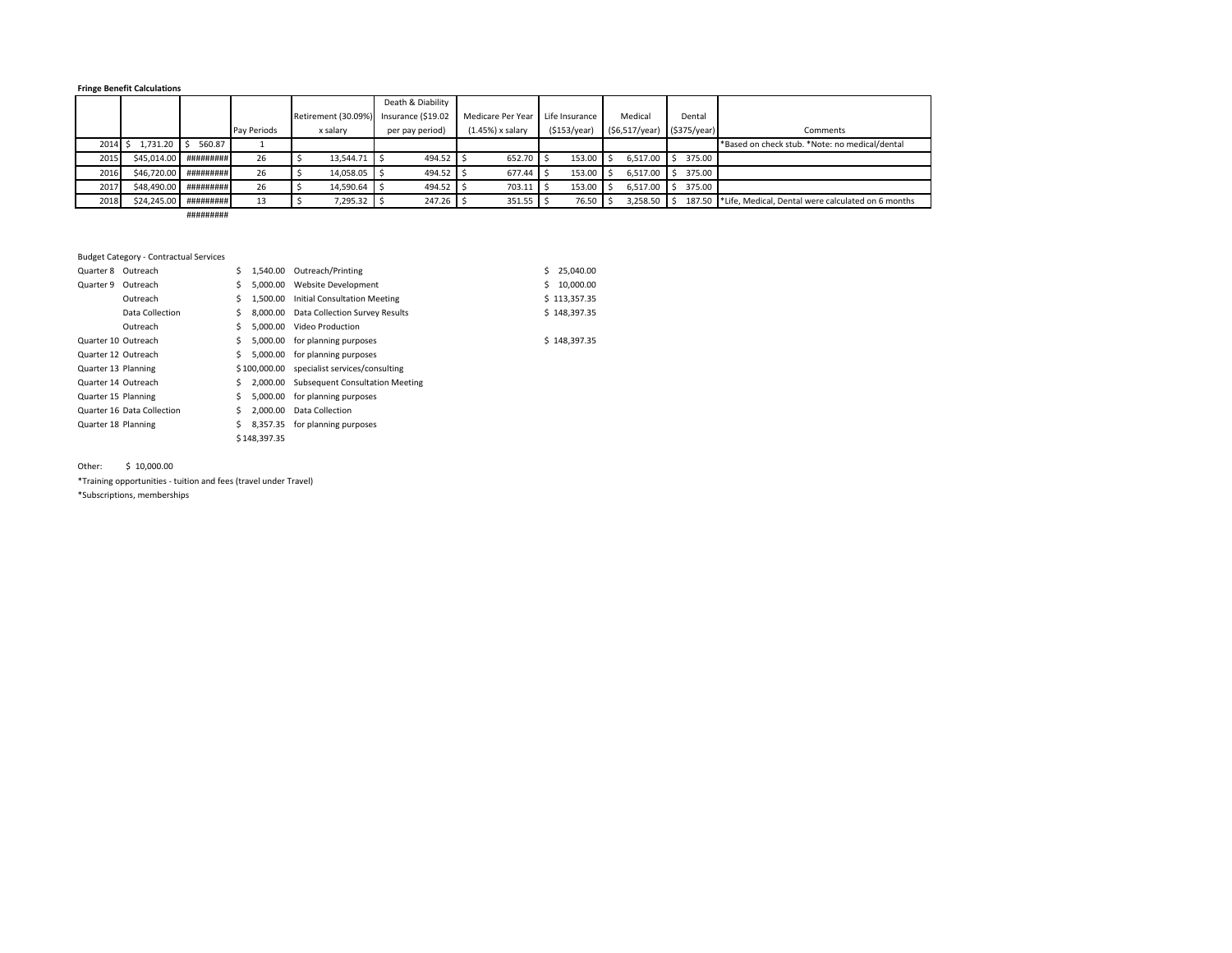**Fringe Benefit Calculations**

| | | | Pay Periods | Retirement (30.09%) x salary | Death & Diability Insurance ($19.02 per pay period) | Medicare Per Year (1.45%) x salary | Life Insurance ($153/year) | Medical ($6,517/year) | Dental ($375/year) | Comments |
|---|---|---|---|---|---|---|---|---|---|---|
| 2014 | $ 1,731.20 | $ 560.87 | 1 | | | | | | | *Based on check stub. *Note: no medical/dental |
| 2015 | $45,014.00 | ######### | 26 | $ 13,544.71 | $ 494.52 | $ 652.70 | $ 153.00 | $ 6,517.00 | $ 375.00 | |
| 2016 | $46,720.00 | ######### | 26 | $ 14,058.05 | $ 494.52 | $ 677.44 | $ 153.00 | $ 6,517.00 | $ 375.00 | |
| 2017 | $48,490.00 | ######### | 26 | $ 14,590.64 | $ 494.52 | $ 703.11 | $ 153.00 | $ 6,517.00 | $ 375.00 | |
| 2018 | $24,245.00 | ######### | 13 | $ 7,295.32 | $ 247.26 | $ 351.55 | $ 76.50 | $ 3,258.50 | $ 187.50 | *Life, Medical, Dental were calculated on 6 months |
| | | ######### | | | | | | | | |

Budget Category - Contractual Services

| | | | | |
|---|---|---|---|---|
| Quarter 8 | Outreach | $ 1,540.00 | Outreach/Printing | $ 25,040.00 |
| Quarter 9 | Outreach | $ 5,000.00 | Website Development | $ 10,000.00 |
| | Outreach | $ 1,500.00 | Initial Consultation Meeting | $ 113,357.35 |
| | Data Collection | $ 8,000.00 | Data Collection Survey Results | $ 148,397.35 |
| | Outreach | $ 5,000.00 | Video Production | |
| Quarter 10 | Outreach | $ 5,000.00 | for planning purposes | $ 148,397.35 |
| Quarter 12 | Outreach | $ 5,000.00 | for planning purposes | |
| Quarter 13 | Planning | $ 100,000.00 | specialist services/consulting | |
| Quarter 14 | Outreach | $ 2,000.00 | Subsequent Consultation Meeting | |
| Quarter 15 | Planning | $ 5,000.00 | for planning purposes | |
| Quarter 16 | Data Collection | $ 2,000.00 | Data Collection | |
| Quarter 18 | Planning | $ 8,357.35 | for planning purposes | |
| | | $ 148,397.35 | | |

Other: $ 10,000.00

*Training opportunities - tuition and fees (travel under Travel)

*Subscriptions, memberships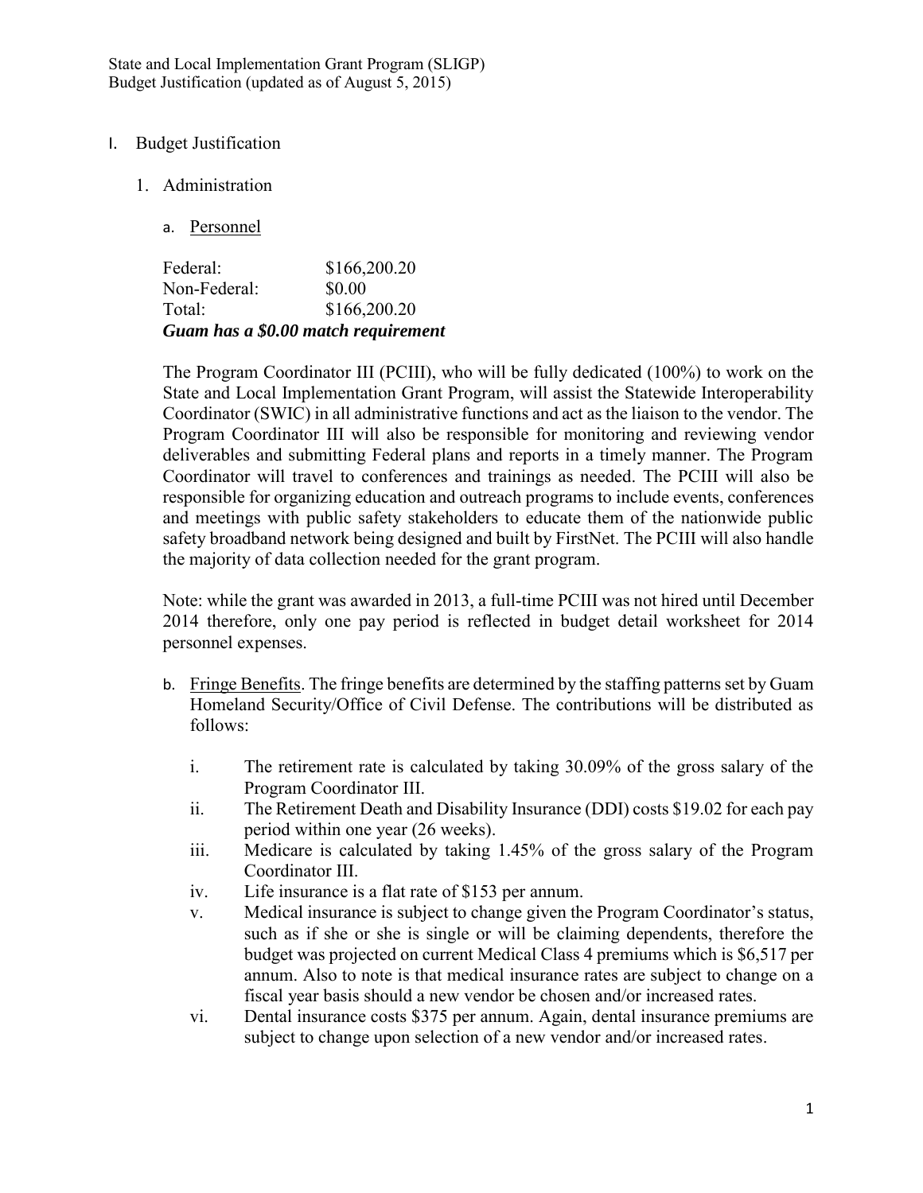State and Local Implementation Grant Program (SLIGP)
Budget Justification (updated as of August 5, 2015)

I. Budget Justification

1. Administration

a. Personnel

| | |
|---|---|
| Federal: | \$166,200.20 |
| Non-Federal: | \$0.00 |
| Total: | \$166,200.20 |

***Guam has a \$0.00 match requirement***

The Program Coordinator III (PCIII), who will be fully dedicated (100%) to work on the State and Local Implementation Grant Program, will assist the Statewide Interoperability Coordinator (SWIC) in all administrative functions and act as the liaison to the vendor. The Program Coordinator III will also be responsible for monitoring and reviewing vendor deliverables and submitting Federal plans and reports in a timely manner. The Program Coordinator will travel to conferences and trainings as needed. The PCIII will also be responsible for organizing education and outreach programs to include events, conferences and meetings with public safety stakeholders to educate them of the nationwide public safety broadband network being designed and built by FirstNet. The PCIII will also handle the majority of data collection needed for the grant program.

Note: while the grant was awarded in 2013, a full-time PCIII was not hired until December 2014 therefore, only one pay period is reflected in budget detail worksheet for 2014 personnel expenses.

b. Fringe Benefits. The fringe benefits are determined by the staffing patterns set by Guam Homeland Security/Office of Civil Defense. The contributions will be distributed as follows:

i. The retirement rate is calculated by taking 30.09% of the gross salary of the Program Coordinator III.
ii. The Retirement Death and Disability Insurance (DDI) costs \$19.02 for each pay period within one year (26 weeks).
iii. Medicare is calculated by taking 1.45% of the gross salary of the Program Coordinator III.
iv. Life insurance is a flat rate of \$153 per annum.
v. Medical insurance is subject to change given the Program Coordinator's status, such as if she or she is single or will be claiming dependents, therefore the budget was projected on current Medical Class 4 premiums which is \$6,517 per annum. Also to note is that medical insurance rates are subject to change on a fiscal year basis should a new vendor be chosen and/or increased rates.
vi. Dental insurance costs \$375 per annum. Again, dental insurance premiums are subject to change upon selection of a new vendor and/or increased rates.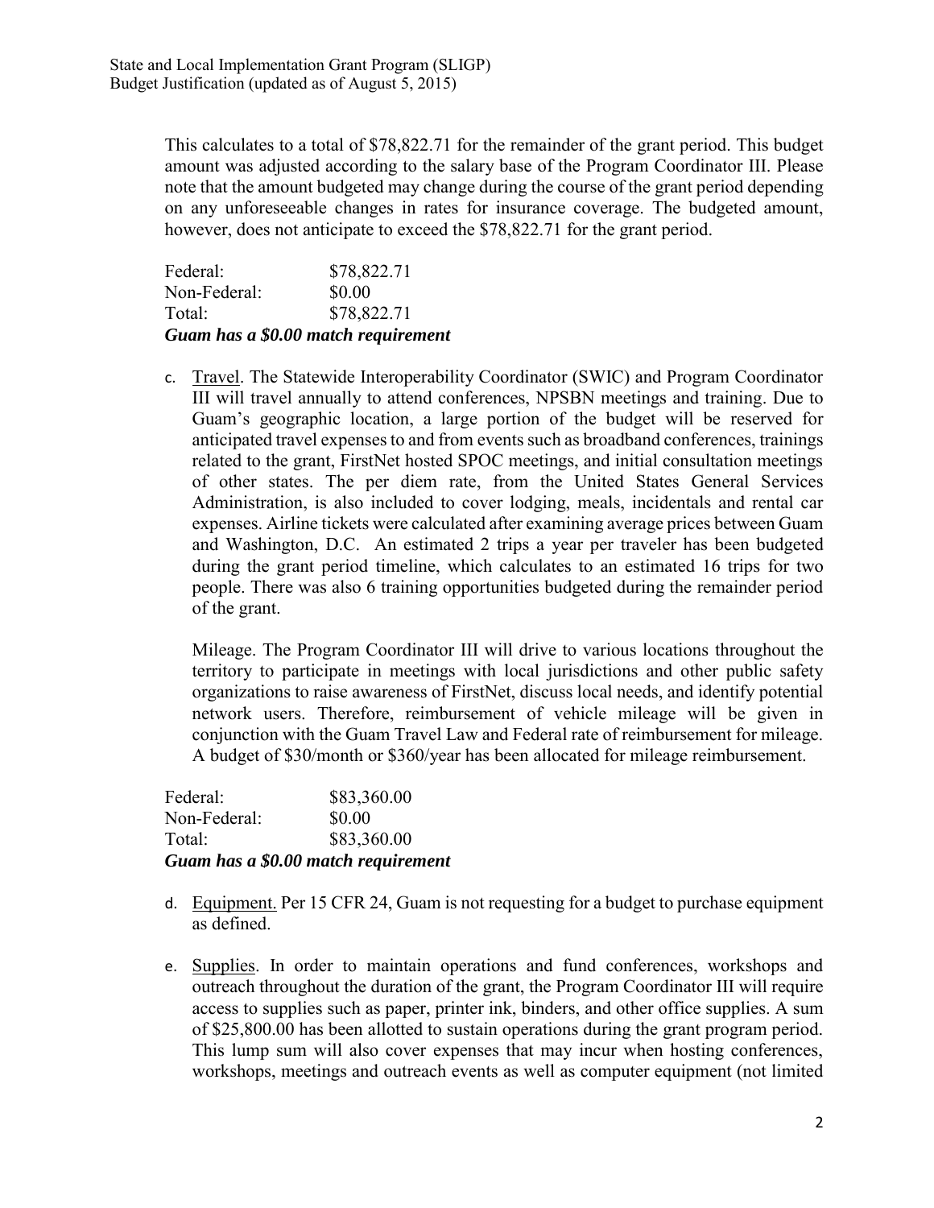This calculates to a total of $78,822.71 for the remainder of the grant period. This budget amount was adjusted according to the salary base of the Program Coordinator III. Please note that the amount budgeted may change during the course of the grant period depending on any unforeseeable changes in rates for insurance coverage. The budgeted amount, however, does not anticipate to exceed the $78,822.71 for the grant period.

Federal: $78,822.71  
Non-Federal: $0.00  
Total: $78,822.71  
***Guam has a $0.00 match requirement***

c. Travel. The Statewide Interoperability Coordinator (SWIC) and Program Coordinator III will travel annually to attend conferences, NPSBN meetings and training. Due to Guam's geographic location, a large portion of the budget will be reserved for anticipated travel expenses to and from events such as broadband conferences, trainings related to the grant, FirstNet hosted SPOC meetings, and initial consultation meetings of other states. The per diem rate, from the United States General Services Administration, is also included to cover lodging, meals, incidentals and rental car expenses. Airline tickets were calculated after examining average prices between Guam and Washington, D.C. An estimated 2 trips a year per traveler has been budgeted during the grant period timeline, which calculates to an estimated 16 trips for two people. There was also 6 training opportunities budgeted during the remainder period of the grant.

   Mileage. The Program Coordinator III will drive to various locations throughout the territory to participate in meetings with local jurisdictions and other public safety organizations to raise awareness of FirstNet, discuss local needs, and identify potential network users. Therefore, reimbursement of vehicle mileage will be given in conjunction with the Guam Travel Law and Federal rate of reimbursement for mileage. A budget of $30/month or $360/year has been allocated for mileage reimbursement.

Federal: $83,360.00  
Non-Federal: $0.00  
Total: $83,360.00  
***Guam has a $0.00 match requirement***

d. Equipment. Per 15 CFR 24, Guam is not requesting for a budget to purchase equipment as defined.

e. Supplies. In order to maintain operations and fund conferences, workshops and outreach throughout the duration of the grant, the Program Coordinator III will require access to supplies such as paper, printer ink, binders, and other office supplies. A sum of $25,800.00 has been allotted to sustain operations during the grant program period. This lump sum will also cover expenses that may incur when hosting conferences, workshops, meetings and outreach events as well as computer equipment (not limited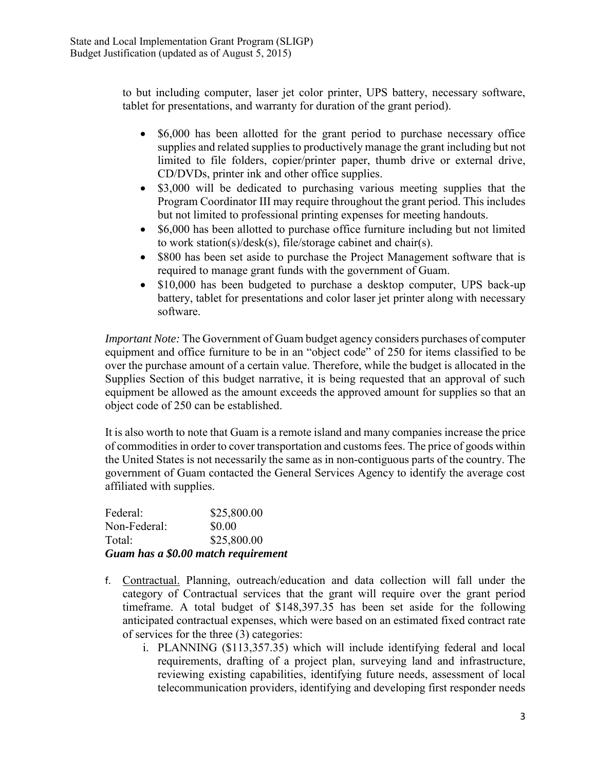to but including computer, laser jet color printer, UPS battery, necessary software, tablet for presentations, and warranty for duration of the grant period).

- $6,000 has been allotted for the grant period to purchase necessary office supplies and related supplies to productively manage the grant including but not limited to file folders, copier/printer paper, thumb drive or external drive, CD/DVDs, printer ink and other office supplies.
- $3,000 will be dedicated to purchasing various meeting supplies that the Program Coordinator III may require throughout the grant period. This includes but not limited to professional printing expenses for meeting handouts.
- $6,000 has been allotted to purchase office furniture including but not limited to work station(s)/desk(s), file/storage cabinet and chair(s).
- $800 has been set aside to purchase the Project Management software that is required to manage grant funds with the government of Guam.
- $10,000 has been budgeted to purchase a desktop computer, UPS back-up battery, tablet for presentations and color laser jet printer along with necessary software.

*Important Note:* The Government of Guam budget agency considers purchases of computer equipment and office furniture to be in an "object code" of 250 for items classified to be over the purchase amount of a certain value. Therefore, while the budget is allocated in the Supplies Section of this budget narrative, it is being requested that an approval of such equipment be allowed as the amount exceeds the approved amount for supplies so that an object code of 250 can be established.

It is also worth to note that Guam is a remote island and many companies increase the price of commodities in order to cover transportation and customs fees. The price of goods within the United States is not necessarily the same as in non-contiguous parts of the country. The government of Guam contacted the General Services Agency to identify the average cost affiliated with supplies.

Federal: $25,800.00
Non-Federal: $0.00
Total: $25,800.00
***Guam has a $0.00 match requirement***

f. Contractual. Planning, outreach/education and data collection will fall under the category of Contractual services that the grant will require over the grant period timeframe. A total budget of $148,397.35 has been set aside for the following anticipated contractual expenses, which were based on an estimated fixed contract rate of services for the three (3) categories:

   i. PLANNING ($113,357.35) which will include identifying federal and local requirements, drafting of a project plan, surveying land and infrastructure, reviewing existing capabilities, identifying future needs, assessment of local telecommunication providers, identifying and developing first responder needs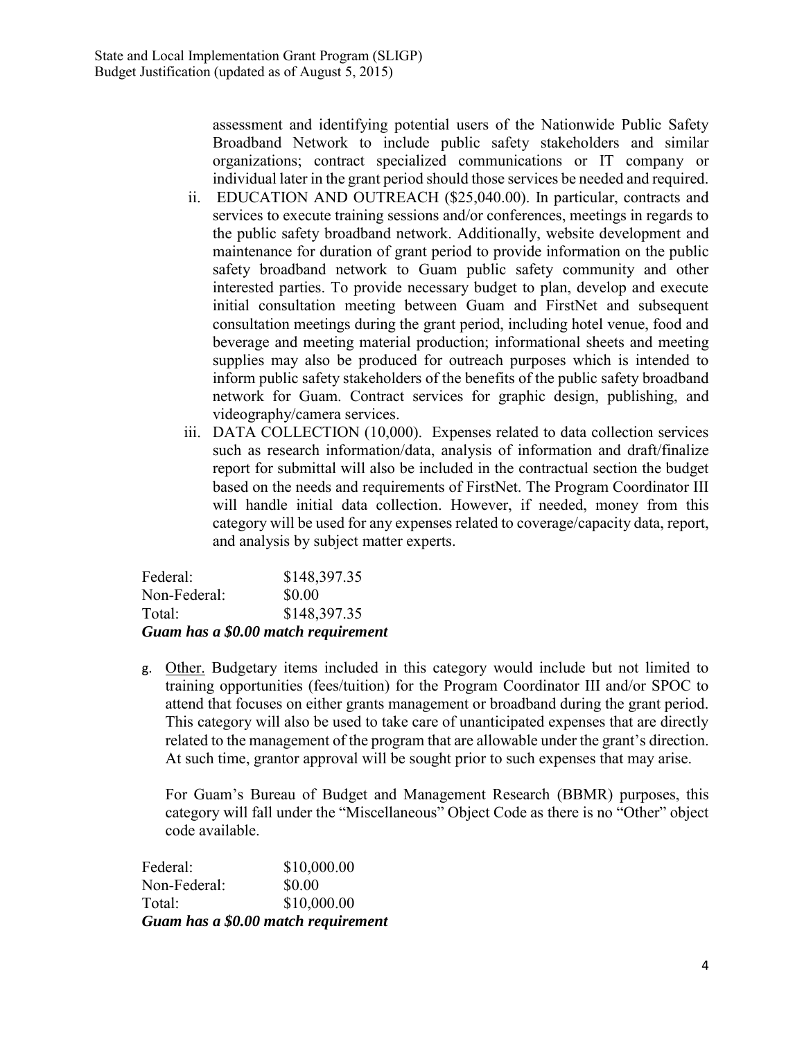assessment and identifying potential users of the Nationwide Public Safety Broadband Network to include public safety stakeholders and similar organizations; contract specialized communications or IT company or individual later in the grant period should those services be needed and required.

ii. EDUCATION AND OUTREACH ($25,040.00). In particular, contracts and services to execute training sessions and/or conferences, meetings in regards to the public safety broadband network. Additionally, website development and maintenance for duration of grant period to provide information on the public safety broadband network to Guam public safety community and other interested parties. To provide necessary budget to plan, develop and execute initial consultation meeting between Guam and FirstNet and subsequent consultation meetings during the grant period, including hotel venue, food and beverage and meeting material production; informational sheets and meeting supplies may also be produced for outreach purposes which is intended to inform public safety stakeholders of the benefits of the public safety broadband network for Guam. Contract services for graphic design, publishing, and videography/camera services.

iii. DATA COLLECTION (10,000). Expenses related to data collection services such as research information/data, analysis of information and draft/finalize report for submittal will also be included in the contractual section the budget based on the needs and requirements of FirstNet. The Program Coordinator III will handle initial data collection. However, if needed, money from this category will be used for any expenses related to coverage/capacity data, report, and analysis by subject matter experts.

Federal: $148,397.35
Non-Federal: $0.00
Total: $148,397.35
***Guam has a $0.00 match requirement***

g. Other. Budgetary items included in this category would include but not limited to training opportunities (fees/tuition) for the Program Coordinator III and/or SPOC to attend that focuses on either grants management or broadband during the grant period. This category will also be used to take care of unanticipated expenses that are directly related to the management of the program that are allowable under the grant's direction. At such time, grantor approval will be sought prior to such expenses that may arise.

For Guam's Bureau of Budget and Management Research (BBMR) purposes, this category will fall under the "Miscellaneous" Object Code as there is no "Other" object code available.

Federal: $10,000.00
Non-Federal: $0.00
Total: $10,000.00
***Guam has a $0.00 match requirement***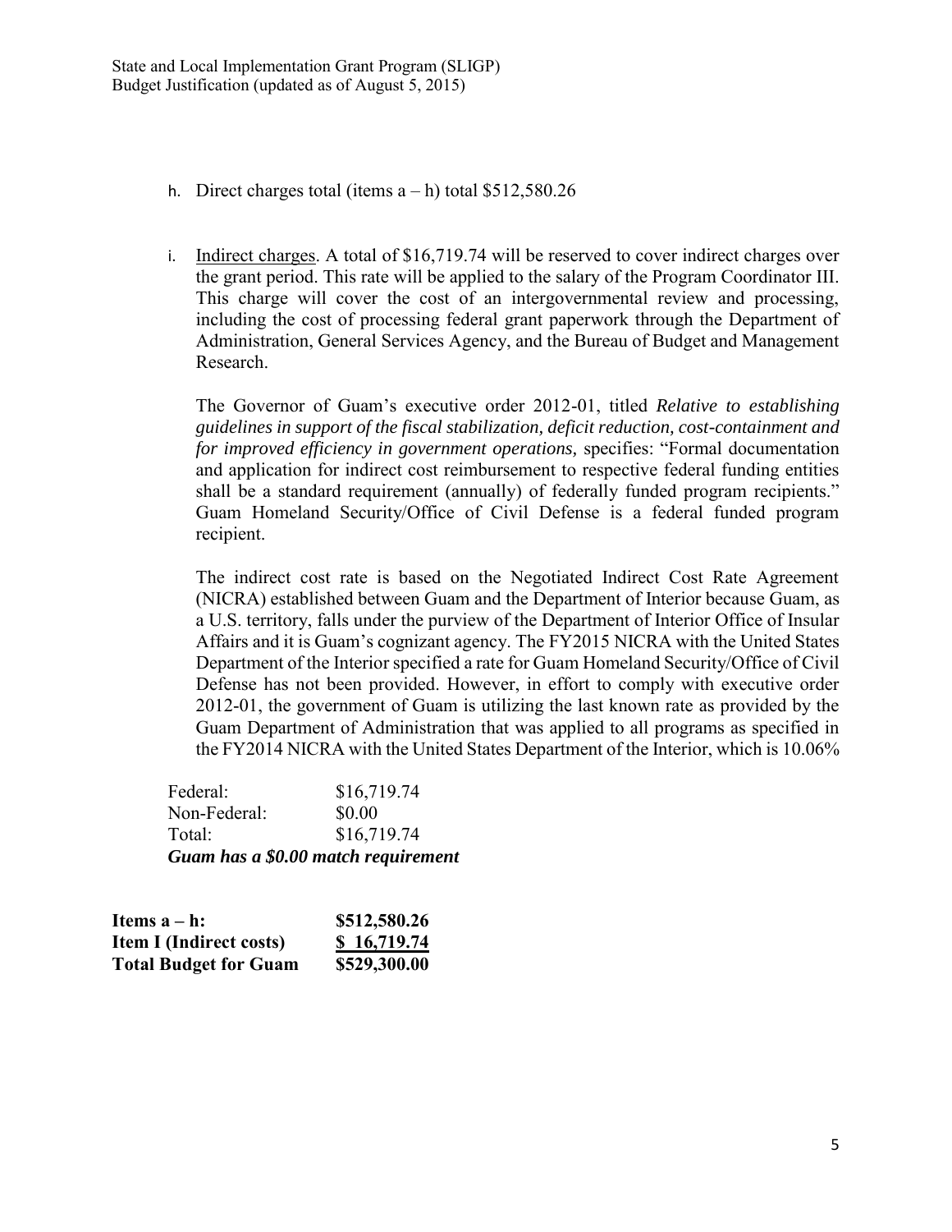h. Direct charges total (items a – h) total $512,580.26

i. Indirect charges. A total of $16,719.74 will be reserved to cover indirect charges over the grant period. This rate will be applied to the salary of the Program Coordinator III. This charge will cover the cost of an intergovernmental review and processing, including the cost of processing federal grant paperwork through the Department of Administration, General Services Agency, and the Bureau of Budget and Management Research.

   The Governor of Guam's executive order 2012-01, titled *Relative to establishing guidelines in support of the fiscal stabilization, deficit reduction, cost-containment and for improved efficiency in government operations,* specifies: "Formal documentation and application for indirect cost reimbursement to respective federal funding entities shall be a standard requirement (annually) of federally funded program recipients." Guam Homeland Security/Office of Civil Defense is a federal funded program recipient.

   The indirect cost rate is based on the Negotiated Indirect Cost Rate Agreement (NICRA) established between Guam and the Department of Interior because Guam, as a U.S. territory, falls under the purview of the Department of Interior Office of Insular Affairs and it is Guam's cognizant agency. The FY2015 NICRA with the United States Department of the Interior specified a rate for Guam Homeland Security/Office of Civil Defense has not been provided. However, in effort to comply with executive order 2012-01, the government of Guam is utilizing the last known rate as provided by the Guam Department of Administration that was applied to all programs as specified in the FY2014 NICRA with the United States Department of the Interior, which is 10.06%

Federal: $16,719.74
Non-Federal: $0.00
Total: $16,719.74
***Guam has a $0.00 match requirement***

| | |
|---|---|
| **Items a – h:** | **$512,580.26** |
| **Item I (Indirect costs)** | **$ 16,719.74** |
| **Total Budget for Guam** | **$529,300.00** |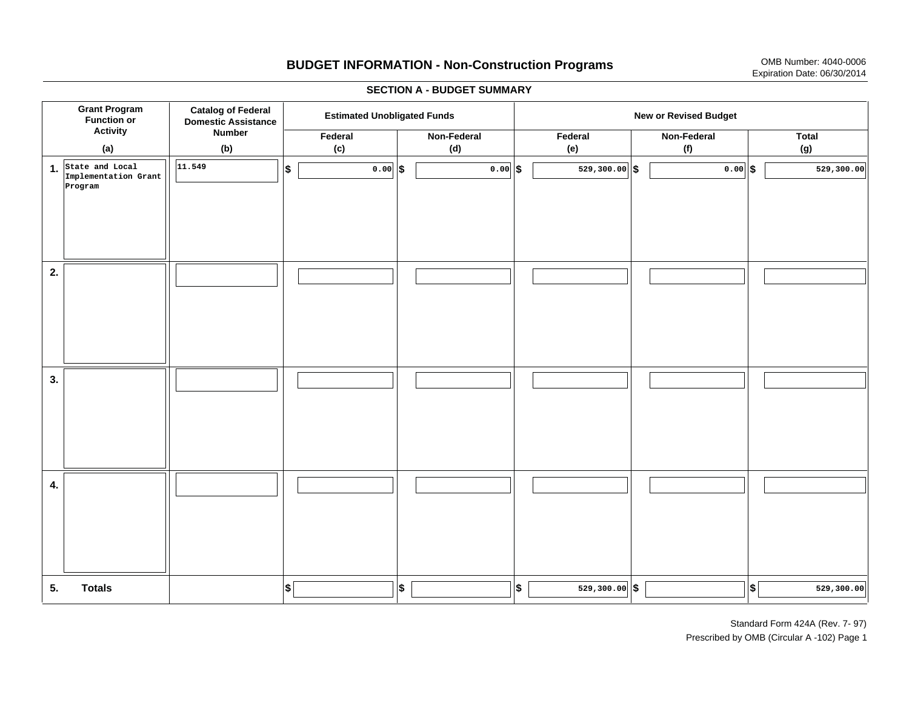# BUDGET INFORMATION - Non-Construction Programs

OMB Number: 4040-0006
Expiration Date: 06/30/2014

## SECTION A - BUDGET SUMMARY

| Grant Program Function or Activity (a) | Catalog of Federal Domestic Assistance Number (b) | Estimated Unobligated Funds | | New or Revised Budget | | |
|---|---|---|---|---|---|---|
| | | Federal (c) | Non-Federal (d) | Federal (e) | Non-Federal (f) | Total (g) |
| 1. State and Local Implementation Grant Program | 11.549 | $ 0.00 | $ 0.00 | $ 529,300.00 | $ 0.00 | $ 529,300.00 |
| 2. | | | | | | |
| 3. | | | | | | |
| 4. | | | | | | |
| 5. Totals | | $ | $ | $ 529,300.00 | $ | $ 529,300.00 |

Standard Form 424A (Rev. 7- 97)
Prescribed by OMB (Circular A -102) Page 1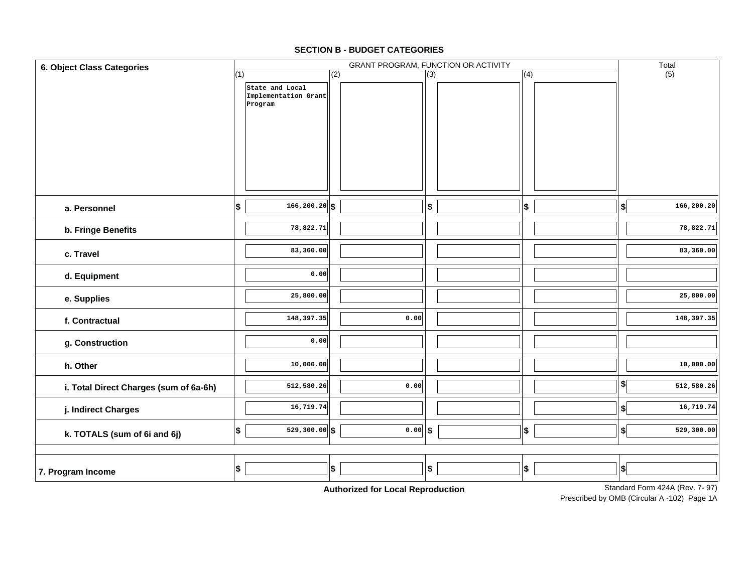## SECTION B - BUDGET CATEGORIES

| 6. Object Class Categories | GRANT PROGRAM, FUNCTION OR ACTIVITY | | | | Total |
|---|---|---|---|---|---|
| | (1) State and Local Implementation Grant Program | (2) | (3) | (4) | (5) |
| a. Personnel | $ 166,200.20 | $ | $ | $ | $ 166,200.20 |
| b. Fringe Benefits | 78,822.71 | | | | 78,822.71 |
| c. Travel | 83,360.00 | | | | 83,360.00 |
| d. Equipment | 0.00 | | | | |
| e. Supplies | 25,800.00 | | | | 25,800.00 |
| f. Contractual | 148,397.35 | 0.00 | | | 148,397.35 |
| g. Construction | 0.00 | | | | |
| h. Other | 10,000.00 | | | | 10,000.00 |
| i. Total Direct Charges (sum of 6a-6h) | 512,580.26 | 0.00 | | | $ 512,580.26 |
| j. Indirect Charges | 16,719.74 | | | | $ 16,719.74 |
| k. TOTALS (sum of 6i and 6j) | $ 529,300.00 | $ 0.00 | $ | $ | $ 529,300.00 |
| 7. Program Income | $ | $ | $ | $ | $ |

**Authorized for Local Reproduction**

Standard Form 424A (Rev. 7- 97)
Prescribed by OMB (Circular A -102) Page 1A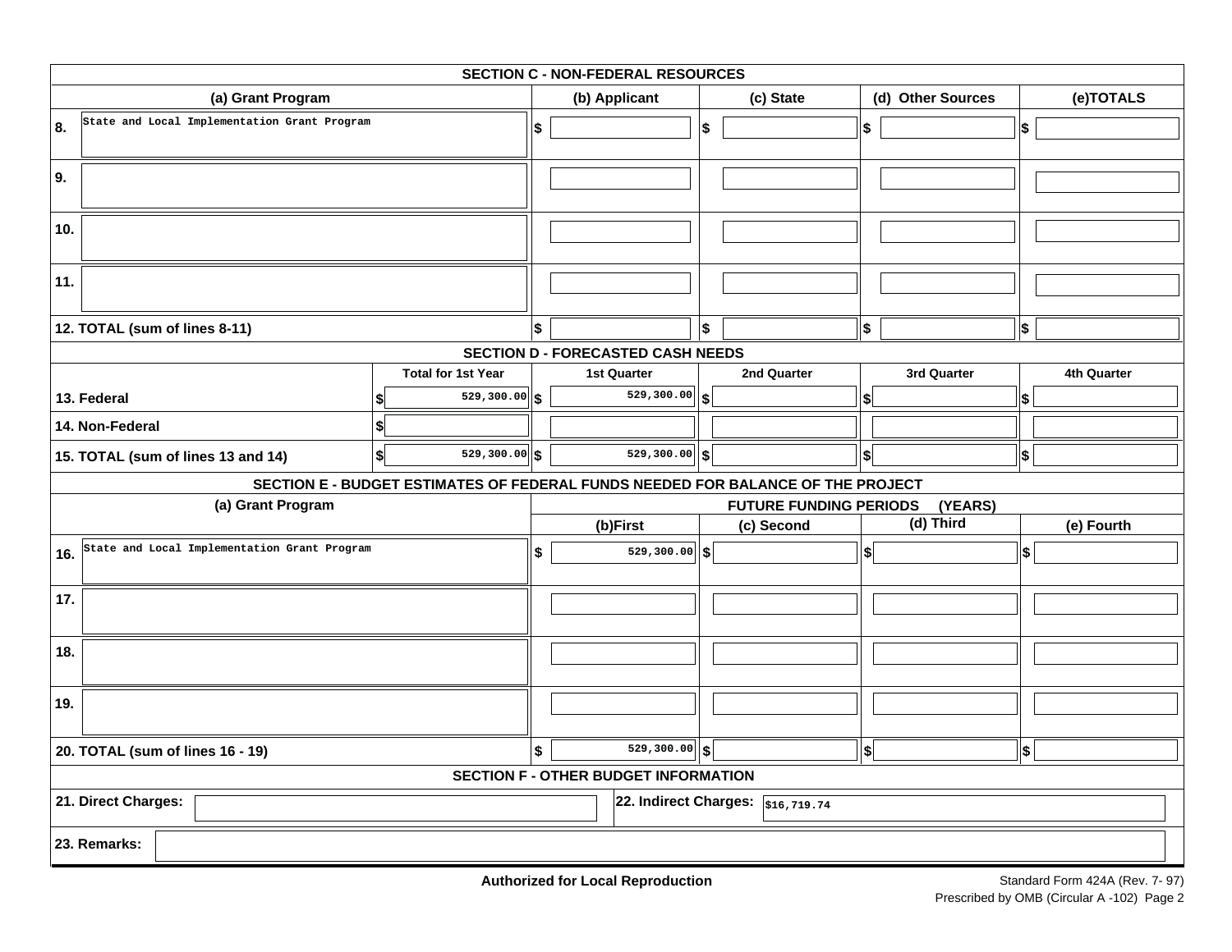## SECTION C - NON-FEDERAL RESOURCES

| (a) Grant Program | (b) Applicant | (c) State | (d) Other Sources | (e)TOTALS |
|---|---|---|---|---|
| 8. State and Local Implementation Grant Program | $ | $ | $ | $ |
| 9. | | | | |
| 10. | | | | |
| 11. | | | | |
| 12. TOTAL (sum of lines 8-11) | $ | $ | $ | $ |

## SECTION D - FORECASTED CASH NEEDS

| | Total for 1st Year | 1st Quarter | 2nd Quarter | 3rd Quarter | 4th Quarter |
|---|---|---|---|---|---|
| 13. Federal | $ 529,300.00 | $ 529,300.00 | $ | $ | $ |
| 14. Non-Federal | $ | | | | |
| 15. TOTAL (sum of lines 13 and 14) | $ 529,300.00 | $ 529,300.00 | $ | $ | $ |

## SECTION E - BUDGET ESTIMATES OF FEDERAL FUNDS NEEDED FOR BALANCE OF THE PROJECT

| (a) Grant Program | FUTURE FUNDING PERIODS (YEARS) | | | |
|---|---|---|---|---|
| | (b)First | (c) Second | (d) Third | (e) Fourth |
| 16. State and Local Implementation Grant Program | $ 529,300.00 | $ | $ | $ |
| 17. | | | | |
| 18. | | | | |
| 19. | | | | |
| 20. TOTAL (sum of lines 16 - 19) | $ 529,300.00 | $ | $ | $ |

## SECTION F - OTHER BUDGET INFORMATION

**21. Direct Charges:**

**22. Indirect Charges:** $16,719.74

**23. Remarks:**

**Authorized for Local Reproduction**

Standard Form 424A (Rev. 7- 97)
Prescribed by OMB (Circular A -102) Page 2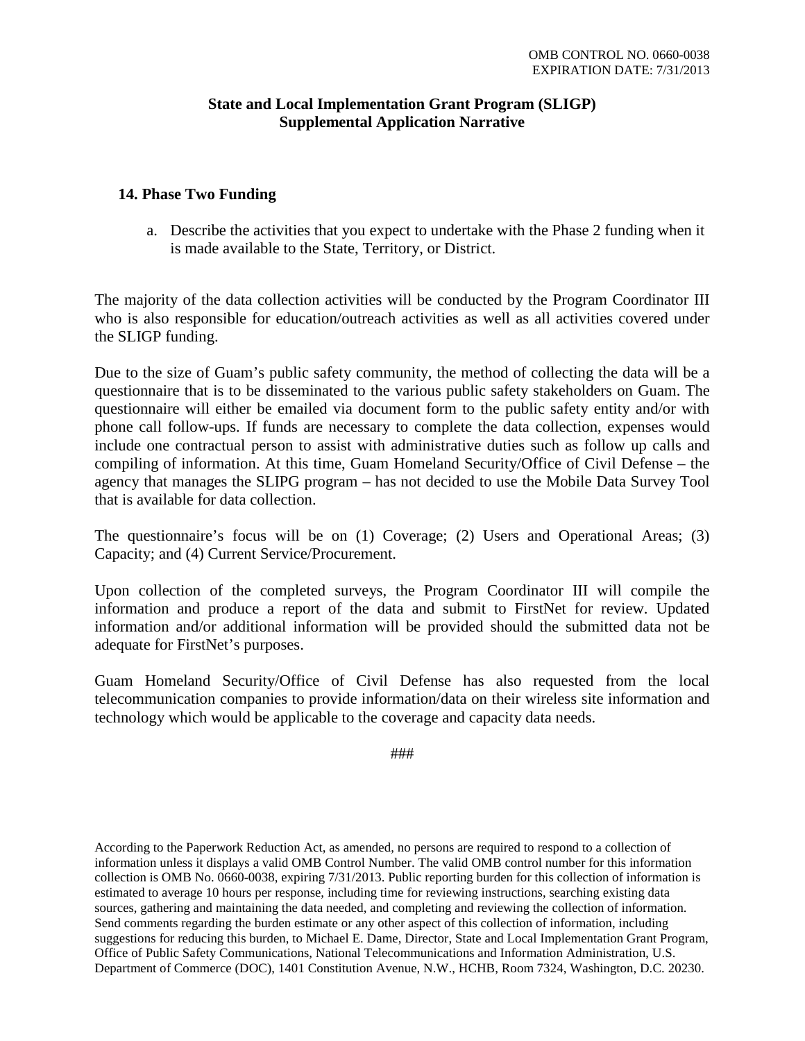OMB CONTROL NO. 0660-0038
EXPIRATION DATE: 7/31/2013

**State and Local Implementation Grant Program (SLIGP)**
**Supplemental Application Narrative**

## 14. Phase Two Funding

a. Describe the activities that you expect to undertake with the Phase 2 funding when it is made available to the State, Territory, or District.

The majority of the data collection activities will be conducted by the Program Coordinator III who is also responsible for education/outreach activities as well as all activities covered under the SLIGP funding.

Due to the size of Guam's public safety community, the method of collecting the data will be a questionnaire that is to be disseminated to the various public safety stakeholders on Guam. The questionnaire will either be emailed via document form to the public safety entity and/or with phone call follow-ups. If funds are necessary to complete the data collection, expenses would include one contractual person to assist with administrative duties such as follow up calls and compiling of information. At this time, Guam Homeland Security/Office of Civil Defense – the agency that manages the SLIPG program – has not decided to use the Mobile Data Survey Tool that is available for data collection.

The questionnaire's focus will be on (1) Coverage; (2) Users and Operational Areas; (3) Capacity; and (4) Current Service/Procurement.

Upon collection of the completed surveys, the Program Coordinator III will compile the information and produce a report of the data and submit to FirstNet for review. Updated information and/or additional information will be provided should the submitted data not be adequate for FirstNet's purposes.

Guam Homeland Security/Office of Civil Defense has also requested from the local telecommunication companies to provide information/data on their wireless site information and technology which would be applicable to the coverage and capacity data needs.

###

According to the Paperwork Reduction Act, as amended, no persons are required to respond to a collection of information unless it displays a valid OMB Control Number. The valid OMB control number for this information collection is OMB No. 0660-0038, expiring 7/31/2013. Public reporting burden for this collection of information is estimated to average 10 hours per response, including time for reviewing instructions, searching existing data sources, gathering and maintaining the data needed, and completing and reviewing the collection of information. Send comments regarding the burden estimate or any other aspect of this collection of information, including suggestions for reducing this burden, to Michael E. Dame, Director, State and Local Implementation Grant Program, Office of Public Safety Communications, National Telecommunications and Information Administration, U.S. Department of Commerce (DOC), 1401 Constitution Avenue, N.W., HCHB, Room 7324, Washington, D.C. 20230.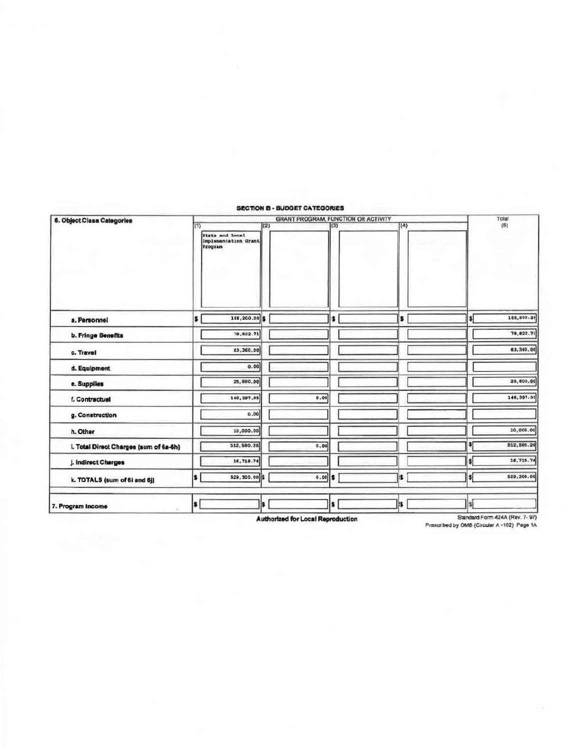## SECTION B - BUDGET CATEGORIES

| 6. Object Class Categories | GRANT PROGRAM, FUNCTION OR ACTIVITY | | | | Total (5) |
|---|---|---|---|---|---|
| | (1) State and Local Implementation Grant Program | (2) | (3) | (4) | |
| a. Personnel | $ 166,200.20 | $ | $ | $ | $ 166,200.20 |
| b. Fringe Benefits | 78,822.71 | | | | 78,822.71 |
| c. Travel | 83,360.00 | | | | 83,360.00 |
| d. Equipment | 0.00 | | | | |
| e. Supplies | 25,800.00 | | | | 25,800.00 |
| f. Contractual | 148,397.35 | 0.00 | | | 148,397.35 |
| g. Construction | 0.00 | | | | |
| h. Other | 10,000.00 | | | | 10,000.00 |
| i. Total Direct Charges (sum of 6a-6h) | 512,580.26 | 0.00 | | | $ 512,580.26 |
| j. Indirect Charges | 16,719.74 | | | | $ 16,719.74 |
| k. TOTALS (sum of 6i and 6j) | $ 529,300.00 | $ 0.00 | $ | $ | $ 529,300.00 |
| 7. Program Income | $ | $ | $ | $ | $ |

**Authorized for Local Reproduction**

Standard Form 424A (Rev. 7- 97)
Prescribed by OMB (Circular A -102) Page 1A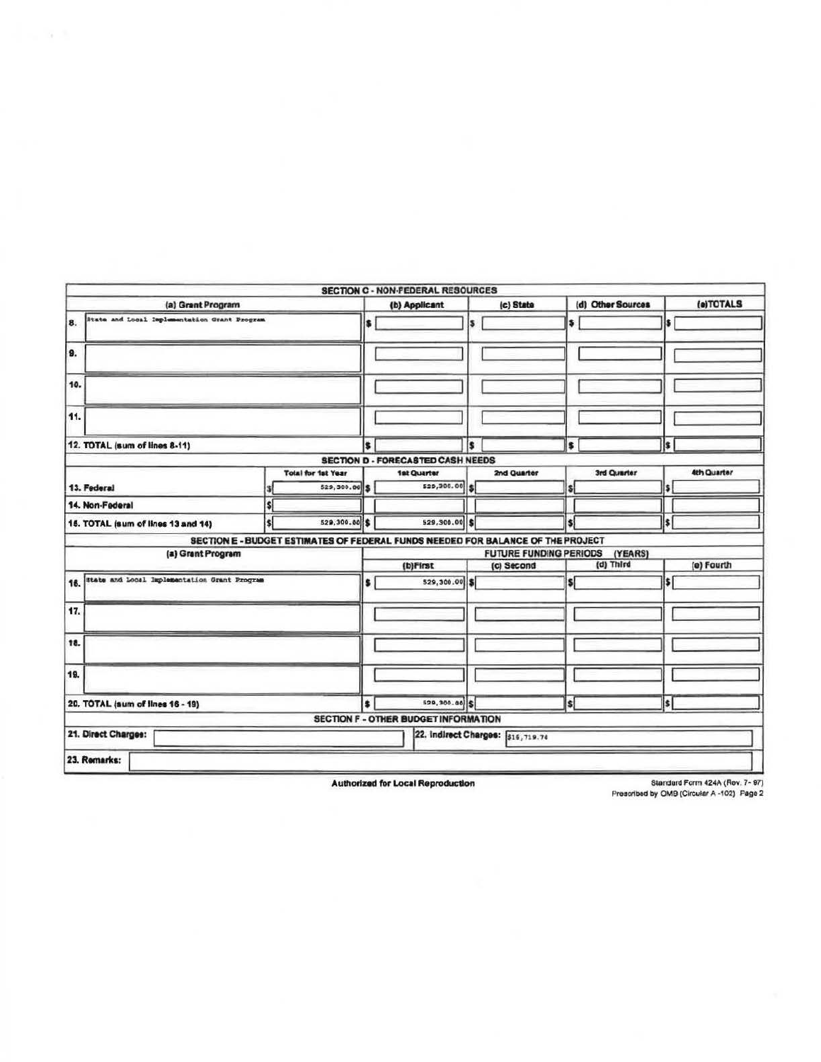## SECTION C - NON-FEDERAL RESOURCES

| (a) Grant Program | (b) Applicant | (c) State | (d) Other Sources | (e)TOTALS |
|---|---|---|---|---|
| 8. State and Local Implementation Grant Program | $ | $ | $ | $ |
| 9. | | | | |
| 10. | | | | |
| 11. | | | | |
| 12. TOTAL (sum of lines 8-11) | $ | $ | $ | $ |

## SECTION D - FORECASTED CASH NEEDS

| | Total for 1st Year | 1st Quarter | 2nd Quarter | 3rd Quarter | 4th Quarter |
|---|---|---|---|---|---|
| 13. Federal | $ 529,300.00 | $ 529,300.00 | $ | $ | $ |
| 14. Non-Federal | $ | | | | |
| 15. TOTAL (sum of lines 13 and 14) | $ 529,300.00 | $ 529,300.00 | $ | $ | $ |

## SECTION E - BUDGET ESTIMATES OF FEDERAL FUNDS NEEDED FOR BALANCE OF THE PROJECT

| (a) Grant Program | FUTURE FUNDING PERIODS (YEARS) | | | |
|---|---|---|---|---|
| | (b)First | (c) Second | (d) Third | (e) Fourth |
| 16. State and Local Implementation Grant Program | $ 529,300.00 | $ | $ | $ |
| 17. | | | | |
| 18. | | | | |
| 19. | | | | |
| 20. TOTAL (sum of lines 16 - 19) | $ 529,300.00 | $ | $ | $ |

## SECTION F - OTHER BUDGET INFORMATION

21. Direct Charges:

22. Indirect Charges: $16,719.74

23. Remarks:

**Authorized for Local Reproduction**

Standard Form 424A (Rev. 7- 97)
Prescribed by OMB (Circular A -102) Page 2